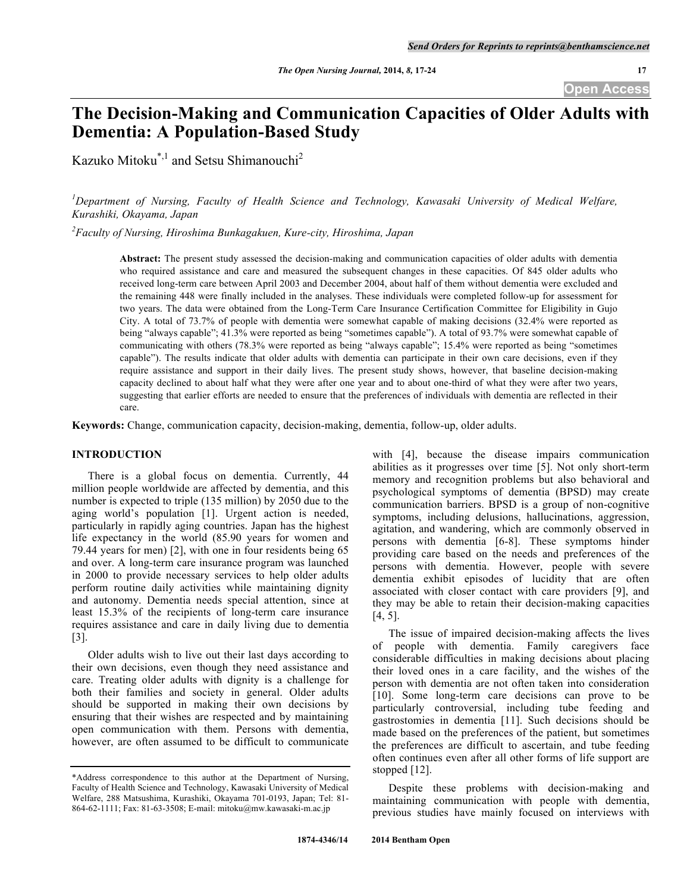# The Decision-Making and Communication Capacities of Older Adults with Dementia: A Population-Based Study

Kazuko Mitoku*[,1] and Setsu Shimanouchi[2]

[1]*Department of Nursing, Faculty of Health Science and Technology, Kawasaki University of Medical Welfare, Kurashiki, Okayama, Japan*

[2]*Faculty of Nursing, Hiroshima Bunkagakuen, Kure-city, Hiroshima, Japan*

**Abstract:** The present study assessed the decision-making and communication capacities of older adults with dementia who required assistance and care and measured the subsequent changes in these capacities. Of 845 older adults who received long-term care between April 2003 and December 2004, about half of them without dementia were excluded and the remaining 448 were finally included in the analyses. These individuals were completed follow-up for assessment for two years. The data were obtained from the Long-Term Care Insurance Certification Committee for Eligibility in Gujo City. A total of 73.7% of people with dementia were somewhat capable of making decisions (32.4% were reported as being "always capable"; 41.3% were reported as being "sometimes capable"). A total of 93.7% were somewhat capable of communicating with others (78.3% were reported as being "always capable"; 15.4% were reported as being "sometimes capable"). The results indicate that older adults with dementia can participate in their own care decisions, even if they require assistance and support in their daily lives. The present study shows, however, that baseline decision-making capacity declined to about half what they were after one year and to about one-third of what they were after two years, suggesting that earlier efforts are needed to ensure that the preferences of individuals with dementia are reflected in their care.

**Keywords:** Change, communication capacity, decision-making, dementia, follow-up, older adults.

## INTRODUCTION

There is a global focus on dementia. Currently, 44 million people worldwide are affected by dementia, and this number is expected to triple (135 million) by 2050 due to the aging world's population [1]. Urgent action is needed, particularly in rapidly aging countries. Japan has the highest life expectancy in the world (85.90 years for women and 79.44 years for men) [2], with one in four residents being 65 and over. A long-term care insurance program was launched in 2000 to provide necessary services to help older adults perform routine daily activities while maintaining dignity and autonomy. Dementia needs special attention, since at least 15.3% of the recipients of long-term care insurance requires assistance and care in daily living due to dementia [3].

Older adults wish to live out their last days according to their own decisions, even though they need assistance and care. Treating older adults with dignity is a challenge for both their families and society in general. Older adults should be supported in making their own decisions by ensuring that their wishes are respected and by maintaining open communication with them. Persons with dementia, however, are often assumed to be difficult to communicate with [4], because the disease impairs communication abilities as it progresses over time [5]. Not only short-term memory and recognition problems but also behavioral and psychological symptoms of dementia (BPSD) may create communication barriers. BPSD is a group of non-cognitive symptoms, including delusions, hallucinations, aggression, agitation, and wandering, which are commonly observed in persons with dementia [6-8]. These symptoms hinder providing care based on the needs and preferences of the persons with dementia. However, people with severe dementia exhibit episodes of lucidity that are often associated with closer contact with care providers [9], and they may be able to retain their decision-making capacities [4, 5].

The issue of impaired decision-making affects the lives of people with dementia. Family caregivers face considerable difficulties in making decisions about placing their loved ones in a care facility, and the wishes of the person with dementia are not often taken into consideration [10]. Some long-term care decisions can prove to be particularly controversial, including tube feeding and gastrostomies in dementia [11]. Such decisions should be made based on the preferences of the patient, but sometimes the preferences are difficult to ascertain, and tube feeding often continues even after all other forms of life support are stopped [12].

Despite these problems with decision-making and maintaining communication with people with dementia, previous studies have mainly focused on interviews with

---

*Address correspondence to this author at the Department of Nursing, Faculty of Health Science and Technology, Kawasaki University of Medical Welfare, 288 Matsushima, Kurashiki, Okayama 701-0193, Japan; Tel: 81-864-62-1111; Fax: 81-63-3508; E-mail: mitoku@mw.kawasaki-m.ac.jp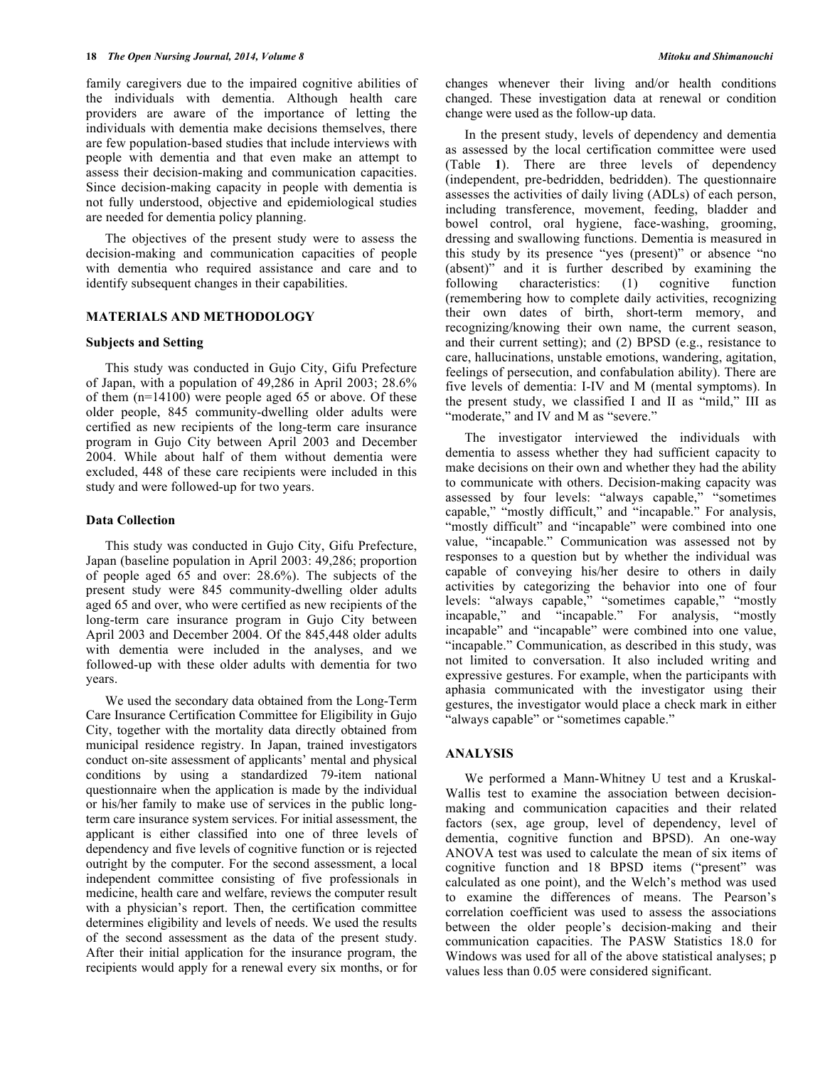family caregivers due to the impaired cognitive abilities of the individuals with dementia. Although health care providers are aware of the importance of letting the individuals with dementia make decisions themselves, there are few population-based studies that include interviews with people with dementia and that even make an attempt to assess their decision-making and communication capacities. Since decision-making capacity in people with dementia is not fully understood, objective and epidemiological studies are needed for dementia policy planning.

The objectives of the present study were to assess the decision-making and communication capacities of people with dementia who required assistance and care and to identify subsequent changes in their capabilities.

## MATERIALS AND METHODOLOGY

### Subjects and Setting

This study was conducted in Gujo City, Gifu Prefecture of Japan, with a population of 49,286 in April 2003; 28.6% of them (n=14100) were people aged 65 or above. Of these older people, 845 community-dwelling older adults were certified as new recipients of the long-term care insurance program in Gujo City between April 2003 and December 2004. While about half of them without dementia were excluded, 448 of these care recipients were included in this study and were followed-up for two years.

### Data Collection

This study was conducted in Gujo City, Gifu Prefecture, Japan (baseline population in April 2003: 49,286; proportion of people aged 65 and over: 28.6%). The subjects of the present study were 845 community-dwelling older adults aged 65 and over, who were certified as new recipients of the long-term care insurance program in Gujo City between April 2003 and December 2004. Of the 845,448 older adults with dementia were included in the analyses, and we followed-up with these older adults with dementia for two years.

We used the secondary data obtained from the Long-Term Care Insurance Certification Committee for Eligibility in Gujo City, together with the mortality data directly obtained from municipal residence registry. In Japan, trained investigators conduct on-site assessment of applicants' mental and physical conditions by using a standardized 79-item national questionnaire when the application is made by the individual or his/her family to make use of services in the public long-term care insurance system services. For initial assessment, the applicant is either classified into one of three levels of dependency and five levels of cognitive function or is rejected outright by the computer. For the second assessment, a local independent committee consisting of five professionals in medicine, health care and welfare, reviews the computer result with a physician's report. Then, the certification committee determines eligibility and levels of needs. We used the results of the second assessment as the data of the present study. After their initial application for the insurance program, the recipients would apply for a renewal every six months, or for changes whenever their living and/or health conditions changed. These investigation data at renewal or condition change were used as the follow-up data.

In the present study, levels of dependency and dementia as assessed by the local certification committee were used (Table **1**). There are three levels of dependency (independent, pre-bedridden, bedridden). The questionnaire assesses the activities of daily living (ADLs) of each person, including transference, movement, feeding, bladder and bowel control, oral hygiene, face-washing, grooming, dressing and swallowing functions. Dementia is measured in this study by its presence "yes (present)" or absence "no (absent)" and it is further described by examining the following characteristics: (1) cognitive function (remembering how to complete daily activities, recognizing their own dates of birth, short-term memory, and recognizing/knowing their own name, the current season, and their current setting); and (2) BPSD (e.g., resistance to care, hallucinations, unstable emotions, wandering, agitation, feelings of persecution, and confabulation ability). There are five levels of dementia: I-IV and M (mental symptoms). In the present study, we classified I and II as "mild," III as "moderate," and IV and M as "severe."

The investigator interviewed the individuals with dementia to assess whether they had sufficient capacity to make decisions on their own and whether they had the ability to communicate with others. Decision-making capacity was assessed by four levels: "always capable," "sometimes capable," "mostly difficult," and "incapable." For analysis, "mostly difficult" and "incapable" were combined into one value, "incapable." Communication was assessed not by responses to a question but by whether the individual was capable of conveying his/her desire to others in daily activities by categorizing the behavior into one of four levels: "always capable," "sometimes capable," "mostly incapable," and "incapable." For analysis, "mostly incapable" and "incapable" were combined into one value, "incapable." Communication, as described in this study, was not limited to conversation. It also included writing and expressive gestures. For example, when the participants with aphasia communicated with the investigator using their gestures, the investigator would place a check mark in either "always capable" or "sometimes capable."

## ANALYSIS

We performed a Mann-Whitney U test and a Kruskal-Wallis test to examine the association between decision-making and communication capacities and their related factors (sex, age group, level of dependency, level of dementia, cognitive function and BPSD). An one-way ANOVA test was used to calculate the mean of six items of cognitive function and 18 BPSD items ("present" was calculated as one point), and the Welch's method was used to examine the differences of means. The Pearson's correlation coefficient was used to assess the associations between the older people's decision-making and their communication capacities. The PASW Statistics 18.0 for Windows was used for all of the above statistical analyses; p values less than 0.05 were considered significant.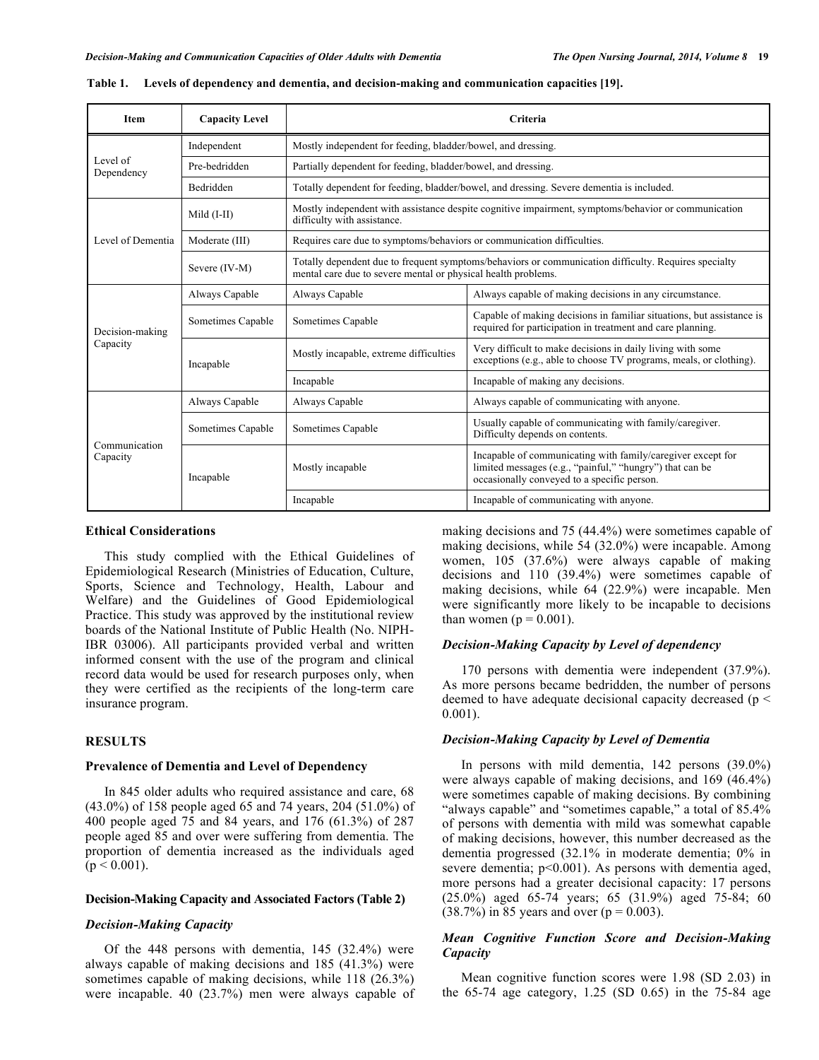**Table 1. Levels of dependency and dementia, and decision-making and communication capacities [19].**

| Item | Capacity Level | Criteria | |
|---|---|---|---|
| Level of Dependency | Independent | Mostly independent for feeding, bladder/bowel, and dressing. | |
| | Pre-bedridden | Partially dependent for feeding, bladder/bowel, and dressing. | |
| | Bedridden | Totally dependent for feeding, bladder/bowel, and dressing. Severe dementia is included. | |
| Level of Dementia | Mild (I-II) | Mostly independent with assistance despite cognitive impairment, symptoms/behavior or communication difficulty with assistance. | |
| | Moderate (III) | Requires care due to symptoms/behaviors or communication difficulties. | |
| | Severe (IV-M) | Totally dependent due to frequent symptoms/behaviors or communication difficulty. Requires specialty mental care due to severe mental or physical health problems. | |
| Decision-making Capacity | Always Capable | Always Capable | Always capable of making decisions in any circumstance. |
| | Sometimes Capable | Sometimes Capable | Capable of making decisions in familiar situations, but assistance is required for participation in treatment and care planning. |
| | Incapable | Mostly incapable, extreme difficulties | Very difficult to make decisions in daily living with some exceptions (e.g., able to choose TV programs, meals, or clothing). |
| | | Incapable | Incapable of making any decisions. |
| Communication Capacity | Always Capable | Always Capable | Always capable of communicating with anyone. |
| | Sometimes Capable | Sometimes Capable | Usually capable of communicating with family/caregiver. Difficulty depends on contents. |
| | Incapable | Mostly incapable | Incapable of communicating with family/caregiver except for limited messages (e.g., "painful," "hungry") that can be occasionally conveyed to a specific person. |
| | | Incapable | Incapable of communicating with anyone. |

### Ethical Considerations

This study complied with the Ethical Guidelines of Epidemiological Research (Ministries of Education, Culture, Sports, Science and Technology, Health, Labour and Welfare) and the Guidelines of Good Epidemiological Practice. This study was approved by the institutional review boards of the National Institute of Public Health (No. NIPH-IBR 03006). All participants provided verbal and written informed consent with the use of the program and clinical record data would be used for research purposes only, when they were certified as the recipients of the long-term care insurance program.

## RESULTS

### Prevalence of Dementia and Level of Dependency

In 845 older adults who required assistance and care, 68 (43.0%) of 158 people aged 65 and 74 years, 204 (51.0%) of 400 people aged 75 and 84 years, and 176 (61.3%) of 287 people aged 85 and over were suffering from dementia. The proportion of dementia increased as the individuals aged ($p < 0.001$).

### Decision-Making Capacity and Associated Factors (Table 2)

#### *Decision-Making Capacity*

Of the 448 persons with dementia, 145 (32.4%) were always capable of making decisions and 185 (41.3%) were sometimes capable of making decisions, while 118 (26.3%) were incapable. 40 (23.7%) men were always capable of making decisions and 75 (44.4%) were sometimes capable of making decisions, while 54 (32.0%) were incapable. Among women, 105 (37.6%) were always capable of making decisions and 110 (39.4%) were sometimes capable of making decisions, while 64 (22.9%) were incapable. Men were significantly more likely to be incapable to decisions than women ($p = 0.001$).

#### *Decision-Making Capacity by Level of dependency*

170 persons with dementia were independent (37.9%). As more persons became bedridden, the number of persons deemed to have adequate decisional capacity decreased ($p < 0.001$).

#### *Decision-Making Capacity by Level of Dementia*

In persons with mild dementia, 142 persons (39.0%) were always capable of making decisions, and 169 (46.4%) were sometimes capable of making decisions. By combining "always capable" and "sometimes capable," a total of 85.4% of persons with dementia with mild was somewhat capable of making decisions, however, this number decreased as the dementia progressed (32.1% in moderate dementia; 0% in severe dementia; $p<0.001$). As persons with dementia aged, more persons had a greater decisional capacity: 17 persons (25.0%) aged 65-74 years; 65 (31.9%) aged 75-84; 60 (38.7%) in 85 years and over ($p = 0.003$).

#### *Mean Cognitive Function Score and Decision-Making Capacity*

Mean cognitive function scores were 1.98 (SD 2.03) in the 65-74 age category, 1.25 (SD 0.65) in the 75-84 age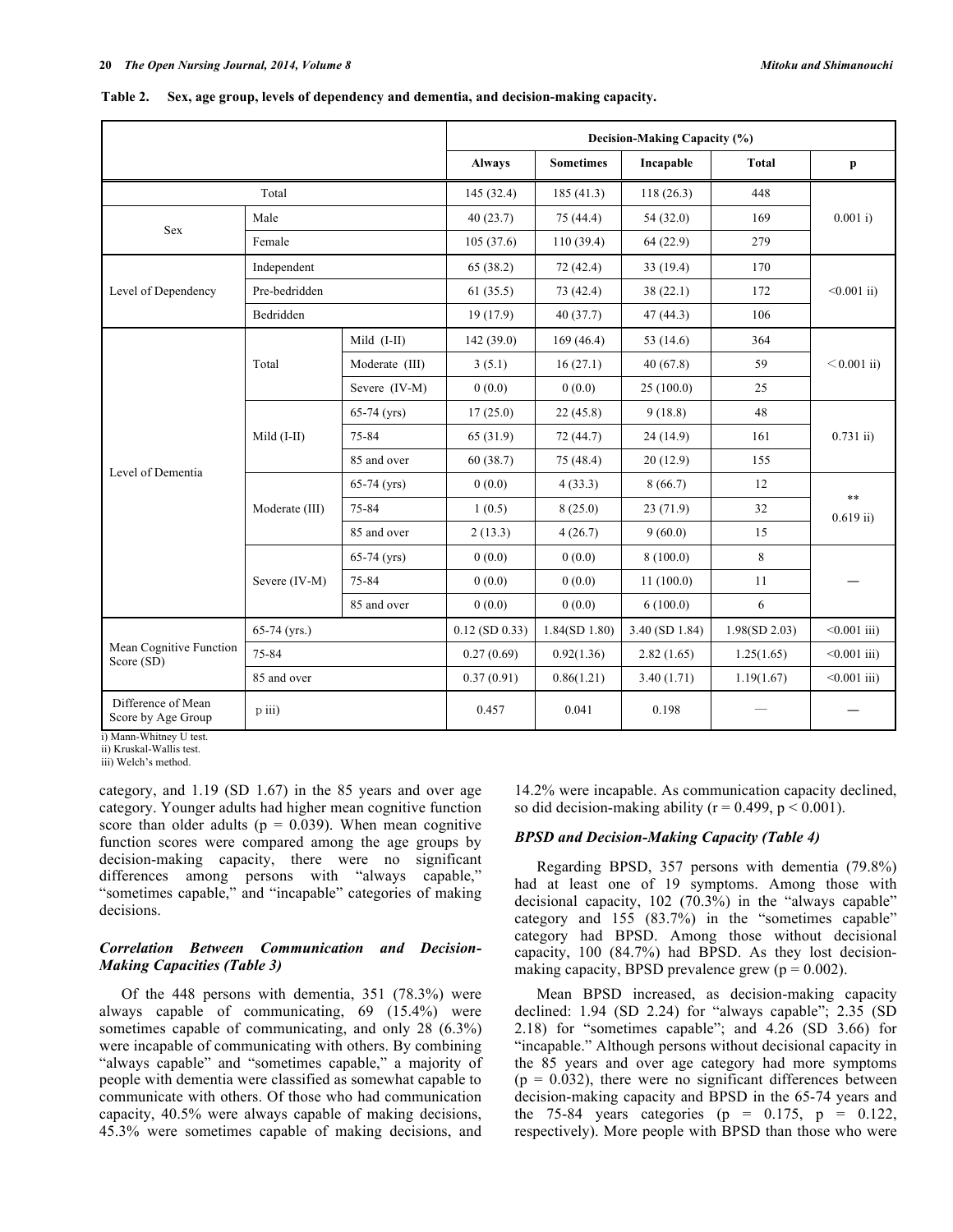**Table 2. Sex, age group, levels of dependency and dementia, and decision-making capacity.**

| | | | Decision-Making Capacity (%) | | | | |
|---|---|---|---|---|---|---|---|
| | | | Always | Sometimes | Incapable | Total | p |
| Total | | | 145 (32.4) | 185 (41.3) | 118 (26.3) | 448 | 0.001 i) |
| Sex | Male | | 40 (23.7) | 75 (44.4) | 54 (32.0) | 169 | |
| | Female | | 105 (37.6) | 110 (39.4) | 64 (22.9) | 279 | |
| Level of Dependency | Independent | | 65 (38.2) | 72 (42.4) | 33 (19.4) | 170 | <0.001 ii) |
| | Pre-bedridden | | 61 (35.5) | 73 (42.4) | 38 (22.1) | 172 | |
| | Bedridden | | 19 (17.9) | 40 (37.7) | 47 (44.3) | 106 | |
| Level of Dementia | Total | Mild (I-II) | 142 (39.0) | 169 (46.4) | 53 (14.6) | 364 | ＜0.001 ii) |
| | | Moderate (III) | 3 (5.1) | 16 (27.1) | 40 (67.8) | 59 | |
| | | Severe (IV-M) | 0 (0.0) | 0 (0.0) | 25 (100.0) | 25 | |
| | Mild (I-II) | 65-74 (yrs) | 17 (25.0) | 22 (45.8) | 9 (18.8) | 48 | 0.731 ii) |
| | | 75-84 | 65 (31.9) | 72 (44.7) | 24 (14.9) | 161 | |
| | | 85 and over | 60 (38.7) | 75 (48.4) | 20 (12.9) | 155 | |
| | Moderate (III) | 65-74 (yrs) | 0 (0.0) | 4 (33.3) | 8 (66.7) | 12 | ** 0.619 ii) |
| | | 75-84 | 1 (0.5) | 8 (25.0) | 23 (71.9) | 32 | |
| | | 85 and over | 2 (13.3) | 4 (26.7) | 9 (60.0) | 15 | |
| | Severe (IV-M) | 65-74 (yrs) | 0 (0.0) | 0 (0.0) | 8 (100.0) | 8 | — |
| | | 75-84 | 0 (0.0) | 0 (0.0) | 11 (100.0) | 11 | |
| | | 85 and over | 0 (0.0) | 0 (0.0) | 6 (100.0) | 6 | |
| Mean Cognitive Function Score (SD) | 65-74 (yrs.) | | 0.12 (SD 0.33) | 1.84(SD 1.80) | 3.40 (SD 1.84) | 1.98(SD 2.03) | <0.001 iii) |
| | 75-84 | | 0.27 (0.69) | 0.92(1.36) | 2.82 (1.65) | 1.25(1.65) | <0.001 iii) |
| | 85 and over | | 0.37 (0.91) | 0.86(1.21) | 3.40 (1.71) | 1.19(1.67) | <0.001 iii) |
| Difference of Mean Score by Age Group | p iii) | | 0.457 | 0.041 | 0.198 | — | — |

i) Mann-Whitney U test.
ii) Kruskal-Wallis test.
iii) Welch's method.

category, and 1.19 (SD 1.67) in the 85 years and over age category. Younger adults had higher mean cognitive function score than older adults ($p = 0.039$). When mean cognitive function scores were compared among the age groups by decision-making capacity, there were no significant differences among persons with "always capable," "sometimes capable," and "incapable" categories of making decisions.

### *Correlation Between Communication and Decision-Making Capacities (Table 3)*

Of the 448 persons with dementia, 351 (78.3%) were always capable of communicating, 69 (15.4%) were sometimes capable of communicating, and only 28 (6.3%) were incapable of communicating with others. By combining "always capable" and "sometimes capable," a majority of people with dementia were classified as somewhat capable to communicate with others. Of those who had communication capacity, 40.5% were always capable of making decisions, 45.3% were sometimes capable of making decisions, and 14.2% were incapable. As communication capacity declined, so did decision-making ability ($r = 0.499$, $p < 0.001$).

### *BPSD and Decision-Making Capacity (Table 4)*

Regarding BPSD, 357 persons with dementia (79.8%) had at least one of 19 symptoms. Among those with decisional capacity, 102 (70.3%) in the "always capable" category and 155 (83.7%) in the "sometimes capable" category had BPSD. Among those without decisional capacity, 100 (84.7%) had BPSD. As they lost decision-making capacity, BPSD prevalence grew ($p = 0.002$).

Mean BPSD increased, as decision-making capacity declined: 1.94 (SD 2.24) for "always capable"; 2.35 (SD 2.18) for "sometimes capable"; and 4.26 (SD 3.66) for "incapable." Although persons without decisional capacity in the 85 years and over age category had more symptoms ($p = 0.032$), there were no significant differences between decision-making capacity and BPSD in the 65-74 years and the 75-84 years categories ($p = 0.175$, $p = 0.122$, respectively). More people with BPSD than those who were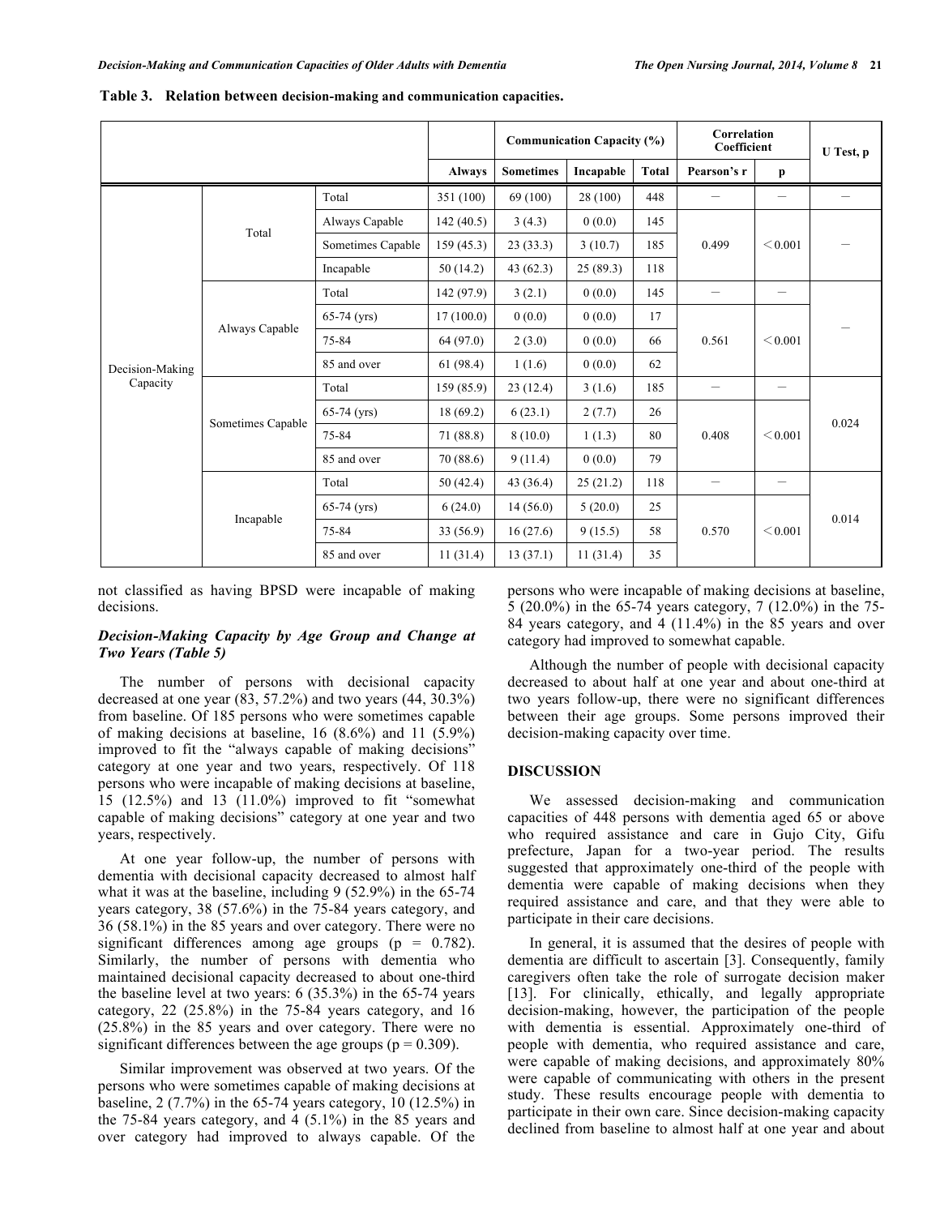**Table 3. Relation between decision-making and communication capacities.**

| | | | Communication Capacity (%) | | | | Correlation Coefficient | | U Test, p |
|---|---|---|---|---|---|---|---|---|---|
| | | | Always | Sometimes | Incapable | Total | Pearson's r | p | |
| Decision-Making Capacity | Total | Total | 351 (100) | 69 (100) | 28 (100) | 448 | – | – | – |
| | | Always Capable | 142 (40.5) | 3 (4.3) | 0 (0.0) | 145 | 0.499 | <0.001 | – |
| | | Sometimes Capable | 159 (45.3) | 23 (33.3) | 3 (10.7) | 185 | | | |
| | | Incapable | 50 (14.2) | 43 (62.3) | 25 (89.3) | 118 | | | |
| | Always Capable | Total | 142 (97.9) | 3 (2.1) | 0 (0.0) | 145 | – | – | – |
| | | 65-74 (yrs) | 17 (100.0) | 0 (0.0) | 0 (0.0) | 17 | 0.561 | <0.001 | |
| | | 75-84 | 64 (97.0) | 2 (3.0) | 0 (0.0) | 66 | | | |
| | | 85 and over | 61 (98.4) | 1 (1.6) | 0 (0.0) | 62 | | | |
| | Sometimes Capable | Total | 159 (85.9) | 23 (12.4) | 3 (1.6) | 185 | – | – | 0.024 |
| | | 65-74 (yrs) | 18 (69.2) | 6 (23.1) | 2 (7.7) | 26 | 0.408 | <0.001 | |
| | | 75-84 | 71 (88.8) | 8 (10.0) | 1 (1.3) | 80 | | | |
| | | 85 and over | 70 (88.6) | 9 (11.4) | 0 (0.0) | 79 | | | |
| | Incapable | Total | 50 (42.4) | 43 (36.4) | 25 (21.2) | 118 | – | – | 0.014 |
| | | 65-74 (yrs) | 6 (24.0) | 14 (56.0) | 5 (20.0) | 25 | 0.570 | <0.001 | |
| | | 75-84 | 33 (56.9) | 16 (27.6) | 9 (15.5) | 58 | | | |
| | | 85 and over | 11 (31.4) | 13 (37.1) | 11 (31.4) | 35 | | | |

not classified as having BPSD were incapable of making decisions.

### *Decision-Making Capacity by Age Group and Change at Two Years (Table 5)*

The number of persons with decisional capacity decreased at one year (83, 57.2%) and two years (44, 30.3%) from baseline. Of 185 persons who were sometimes capable of making decisions at baseline, 16 (8.6%) and 11 (5.9%) improved to fit the "always capable of making decisions" category at one year and two years, respectively. Of 118 persons who were incapable of making decisions at baseline, 15 (12.5%) and 13 (11.0%) improved to fit "somewhat capable of making decisions" category at one year and two years, respectively.

At one year follow-up, the number of persons with dementia with decisional capacity decreased to almost half what it was at the baseline, including 9 (52.9%) in the 65-74 years category, 38 (57.6%) in the 75-84 years category, and 36 (58.1%) in the 85 years and over category. There were no significant differences among age groups ($p = 0.782$). Similarly, the number of persons with dementia who maintained decisional capacity decreased to about one-third the baseline level at two years: 6 (35.3%) in the 65-74 years category, 22 (25.8%) in the 75-84 years category, and 16 (25.8%) in the 85 years and over category. There were no significant differences between the age groups ($p = 0.309$).

Similar improvement was observed at two years. Of the persons who were sometimes capable of making decisions at baseline, 2 (7.7%) in the 65-74 years category, 10 (12.5%) in the 75-84 years category, and 4 (5.1%) in the 85 years and over category had improved to always capable. Of the persons who were incapable of making decisions at baseline, 5 (20.0%) in the 65-74 years category, 7 (12.0%) in the 75-84 years category, and 4 (11.4%) in the 85 years and over category had improved to somewhat capable.

Although the number of people with decisional capacity decreased to about half at one year and about one-third at two years follow-up, there were no significant differences between their age groups. Some persons improved their decision-making capacity over time.

## DISCUSSION

We assessed decision-making and communication capacities of 448 persons with dementia aged 65 or above who required assistance and care in Gujo City, Gifu prefecture, Japan for a two-year period. The results suggested that approximately one-third of the people with dementia were capable of making decisions when they required assistance and care, and that they were able to participate in their care decisions.

In general, it is assumed that the desires of people with dementia are difficult to ascertain [3]. Consequently, family caregivers often take the role of surrogate decision maker [13]. For clinically, ethically, and legally appropriate decision-making, however, the participation of the people with dementia is essential. Approximately one-third of people with dementia, who required assistance and care, were capable of making decisions, and approximately 80% were capable of communicating with others in the present study. These results encourage people with dementia to participate in their own care. Since decision-making capacity declined from baseline to almost half at one year and about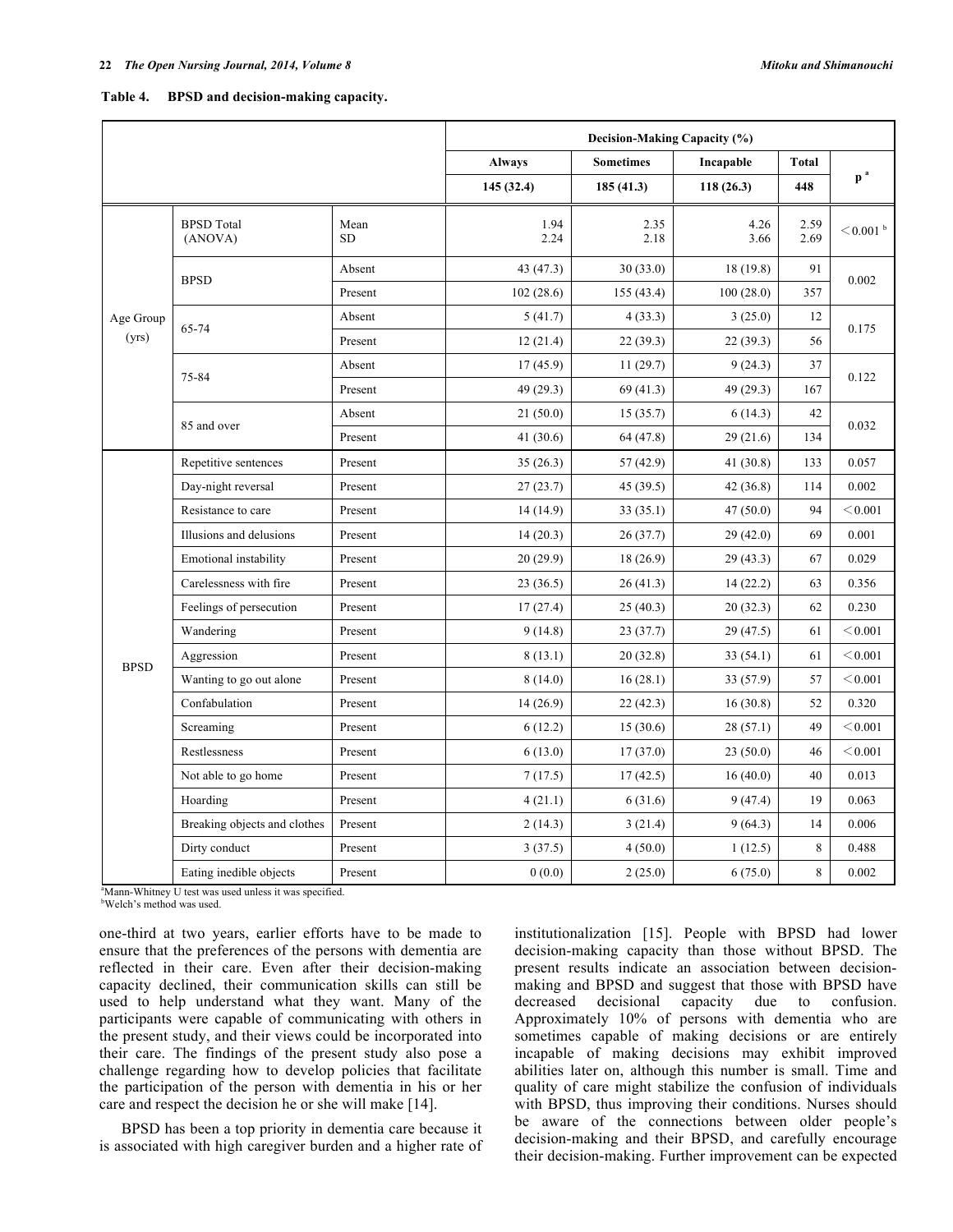**Table 4. BPSD and decision-making capacity.**

| | | | Decision-Making Capacity (%) | | | | |
|---|---|---|---|---|---|---|---|
| | | | Always | Sometimes | Incapable | Total | p [a] |
| | | | 145 (32.4) | 185 (41.3) | 118 (26.3) | 448 | |
| Age Group (yrs) | BPSD Total (ANOVA) | Mean SD | 1.94 2.24 | 2.35 2.18 | 4.26 3.66 | 2.59 2.69 | <0.001 [b] |
| | BPSD | Absent | 43 (47.3) | 30 (33.0) | 18 (19.8) | 91 | 0.002 |
| | | Present | 102 (28.6) | 155 (43.4) | 100 (28.0) | 357 | |
| | 65-74 | Absent | 5 (41.7) | 4 (33.3) | 3 (25.0) | 12 | 0.175 |
| | | Present | 12 (21.4) | 22 (39.3) | 22 (39.3) | 56 | |
| | 75-84 | Absent | 17 (45.9) | 11 (29.7) | 9 (24.3) | 37 | 0.122 |
| | | Present | 49 (29.3) | 69 (41.3) | 49 (29.3) | 167 | |
| | 85 and over | Absent | 21 (50.0) | 15 (35.7) | 6 (14.3) | 42 | 0.032 |
| | | Present | 41 (30.6) | 64 (47.8) | 29 (21.6) | 134 | |
| BPSD | Repetitive sentences | Present | 35 (26.3) | 57 (42.9) | 41 (30.8) | 133 | 0.057 |
| | Day-night reversal | Present | 27 (23.7) | 45 (39.5) | 42 (36.8) | 114 | 0.002 |
| | Resistance to care | Present | 14 (14.9) | 33 (35.1) | 47 (50.0) | 94 | <0.001 |
| | Illusions and delusions | Present | 14 (20.3) | 26 (37.7) | 29 (42.0) | 69 | 0.001 |
| | Emotional instability | Present | 20 (29.9) | 18 (26.9) | 29 (43.3) | 67 | 0.029 |
| | Carelessness with fire | Present | 23 (36.5) | 26 (41.3) | 14 (22.2) | 63 | 0.356 |
| | Feelings of persecution | Present | 17 (27.4) | 25 (40.3) | 20 (32.3) | 62 | 0.230 |
| | Wandering | Present | 9 (14.8) | 23 (37.7) | 29 (47.5) | 61 | <0.001 |
| | Aggression | Present | 8 (13.1) | 20 (32.8) | 33 (54.1) | 61 | <0.001 |
| | Wanting to go out alone | Present | 8 (14.0) | 16 (28.1) | 33 (57.9) | 57 | <0.001 |
| | Confabulation | Present | 14 (26.9) | 22 (42.3) | 16 (30.8) | 52 | 0.320 |
| | Screaming | Present | 6 (12.2) | 15 (30.6) | 28 (57.1) | 49 | <0.001 |
| | Restlessness | Present | 6 (13.0) | 17 (37.0) | 23 (50.0) | 46 | <0.001 |
| | Not able to go home | Present | 7 (17.5) | 17 (42.5) | 16 (40.0) | 40 | 0.013 |
| | Hoarding | Present | 4 (21.1) | 6 (31.6) | 9 (47.4) | 19 | 0.063 |
| | Breaking objects and clothes | Present | 2 (14.3) | 3 (21.4) | 9 (64.3) | 14 | 0.006 |
| | Dirty conduct | Present | 3 (37.5) | 4 (50.0) | 1 (12.5) | 8 | 0.488 |
| | Eating inedible objects | Present | 0 (0.0) | 2 (25.0) | 6 (75.0) | 8 | 0.002 |

[a]Mann-Whitney U test was used unless it was specified.
[b]Welch's method was used.

one-third at two years, earlier efforts have to be made to ensure that the preferences of the persons with dementia are reflected in their care. Even after their decision-making capacity declined, their communication skills can still be used to help understand what they want. Many of the participants were capable of communicating with others in the present study, and their views could be incorporated into their care. The findings of the present study also pose a challenge regarding how to develop policies that facilitate the participation of the person with dementia in his or her care and respect the decision he or she will make [14].

BPSD has been a top priority in dementia care because it is associated with high caregiver burden and a higher rate of institutionalization [15]. People with BPSD had lower decision-making capacity than those without BPSD. The present results indicate an association between decision-making and BPSD and suggest that those with BPSD have decreased decisional capacity due to confusion. Approximately 10% of persons with dementia who are sometimes capable of making decisions or are entirely incapable of making decisions may exhibit improved abilities later on, although this number is small. Time and quality of care might stabilize the confusion of individuals with BPSD, thus improving their conditions. Nurses should be aware of the connections between older people's decision-making and their BPSD, and carefully encourage their decision-making. Further improvement can be expected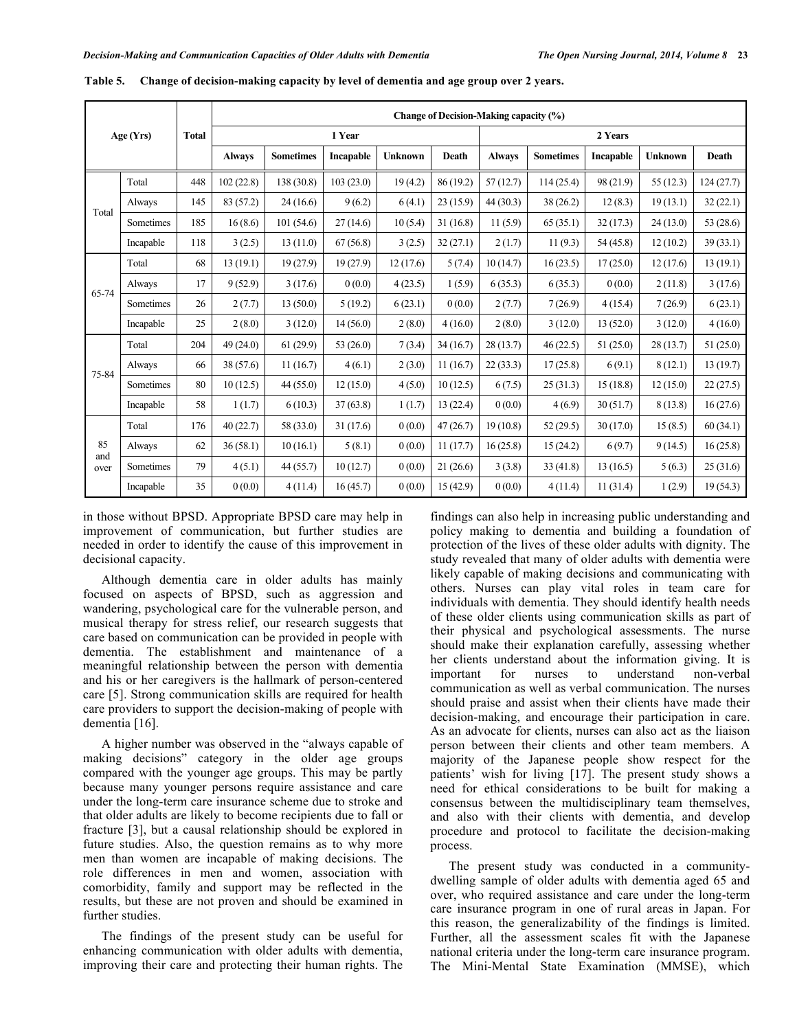**Table 5. Change of decision-making capacity by level of dementia and age group over 2 years.**

| Age (Yrs) | | Total | Change of Decision-Making capacity (%) | | | | | | | | | |
|---|---|---|---|---|---|---|---|---|---|---|---|---|
| | | | 1 Year | | | | | 2 Years | | | | |
| | | | Always | Sometimes | Incapable | Unknown | Death | Always | Sometimes | Incapable | Unknown | Death |
| Total | Total | 448 | 102 (22.8) | 138 (30.8) | 103 (23.0) | 19 (4.2) | 86 (19.2) | 57 (12.7) | 114 (25.4) | 98 (21.9) | 55 (12.3) | 124 (27.7) |
| | Always | 145 | 83 (57.2) | 24 (16.6) | 9 (6.2) | 6 (4.1) | 23 (15.9) | 44 (30.3) | 38 (26.2) | 12 (8.3) | 19 (13.1) | 32 (22.1) |
| | Sometimes | 185 | 16 (8.6) | 101 (54.6) | 27 (14.6) | 10 (5.4) | 31 (16.8) | 11 (5.9) | 65 (35.1) | 32 (17.3) | 24 (13.0) | 53 (28.6) |
| | Incapable | 118 | 3 (2.5) | 13 (11.0) | 67 (56.8) | 3 (2.5) | 32 (27.1) | 2 (1.7) | 11 (9.3) | 54 (45.8) | 12 (10.2) | 39 (33.1) |
| 65-74 | Total | 68 | 13 (19.1) | 19 (27.9) | 19 (27.9) | 12 (17.6) | 5 (7.4) | 10 (14.7) | 16 (23.5) | 17 (25.0) | 12 (17.6) | 13 (19.1) |
| | Always | 17 | 9 (52.9) | 3 (17.6) | 0 (0.0) | 4 (23.5) | 1 (5.9) | 6 (35.3) | 6 (35.3) | 0 (0.0) | 2 (11.8) | 3 (17.6) |
| | Sometimes | 26 | 2 (7.7) | 13 (50.0) | 5 (19.2) | 6 (23.1) | 0 (0.0) | 2 (7.7) | 7 (26.9) | 4 (15.4) | 7 (26.9) | 6 (23.1) |
| | Incapable | 25 | 2 (8.0) | 3 (12.0) | 14 (56.0) | 2 (8.0) | 4 (16.0) | 2 (8.0) | 3 (12.0) | 13 (52.0) | 3 (12.0) | 4 (16.0) |
| 75-84 | Total | 204 | 49 (24.0) | 61 (29.9) | 53 (26.0) | 7 (3.4) | 34 (16.7) | 28 (13.7) | 46 (22.5) | 51 (25.0) | 28 (13.7) | 51 (25.0) |
| | Always | 66 | 38 (57.6) | 11 (16.7) | 4 (6.1) | 2 (3.0) | 11 (16.7) | 22 (33.3) | 17 (25.8) | 6 (9.1) | 8 (12.1) | 13 (19.7) |
| | Sometimes | 80 | 10 (12.5) | 44 (55.0) | 12 (15.0) | 4 (5.0) | 10 (12.5) | 6 (7.5) | 25 (31.3) | 15 (18.8) | 12 (15.0) | 22 (27.5) |
| | Incapable | 58 | 1 (1.7) | 6 (10.3) | 37 (63.8) | 1 (1.7) | 13 (22.4) | 0 (0.0) | 4 (6.9) | 30 (51.7) | 8 (13.8) | 16 (27.6) |
| 85 and over | Total | 176 | 40 (22.7) | 58 (33.0) | 31 (17.6) | 0 (0.0) | 47 (26.7) | 19 (10.8) | 52 (29.5) | 30 (17.0) | 15 (8.5) | 60 (34.1) |
| | Always | 62 | 36 (58.1) | 10 (16.1) | 5 (8.1) | 0 (0.0) | 11 (17.7) | 16 (25.8) | 15 (24.2) | 6 (9.7) | 9 (14.5) | 16 (25.8) |
| | Sometimes | 79 | 4 (5.1) | 44 (55.7) | 10 (12.7) | 0 (0.0) | 21 (26.6) | 3 (3.8) | 33 (41.8) | 13 (16.5) | 5 (6.3) | 25 (31.6) |
| | Incapable | 35 | 0 (0.0) | 4 (11.4) | 16 (45.7) | 0 (0.0) | 15 (42.9) | 0 (0.0) | 4 (11.4) | 11 (31.4) | 1 (2.9) | 19 (54.3) |

in those without BPSD. Appropriate BPSD care may help in improvement of communication, but further studies are needed in order to identify the cause of this improvement in decisional capacity.

Although dementia care in older adults has mainly focused on aspects of BPSD, such as aggression and wandering, psychological care for the vulnerable person, and musical therapy for stress relief, our research suggests that care based on communication can be provided in people with dementia. The establishment and maintenance of a meaningful relationship between the person with dementia and his or her caregivers is the hallmark of person-centered care [5]. Strong communication skills are required for health care providers to support the decision-making of people with dementia [16].

A higher number was observed in the "always capable of making decisions" category in the older age groups compared with the younger age groups. This may be partly because many younger persons require assistance and care under the long-term care insurance scheme due to stroke and that older adults are likely to become recipients due to fall or fracture [3], but a causal relationship should be explored in future studies. Also, the question remains as to why more men than women are incapable of making decisions. The role differences in men and women, association with comorbidity, family and support may be reflected in the results, but these are not proven and should be examined in further studies.

The findings of the present study can be useful for enhancing communication with older adults with dementia, improving their care and protecting their human rights. The findings can also help in increasing public understanding and policy making to dementia and building a foundation of protection of the lives of these older adults with dignity. The study revealed that many of older adults with dementia were likely capable of making decisions and communicating with others. Nurses can play vital roles in team care for individuals with dementia. They should identify health needs of these older clients using communication skills as part of their physical and psychological assessments. The nurse should make their explanation carefully, assessing whether her clients understand about the information giving. It is important for nurses to understand non-verbal communication as well as verbal communication. The nurses should praise and assist when their clients have made their decision-making, and encourage their participation in care. As an advocate for clients, nurses can also act as the liaison person between their clients and other team members. A majority of the Japanese people show respect for the patients' wish for living [17]. The present study shows a need for ethical considerations to be built for making a consensus between the multidisciplinary team themselves, and also with their clients with dementia, and develop procedure and protocol to facilitate the decision-making process.

The present study was conducted in a community-dwelling sample of older adults with dementia aged 65 and over, who required assistance and care under the long-term care insurance program in one of rural areas in Japan. For this reason, the generalizability of the findings is limited. Further, all the assessment scales fit with the Japanese national criteria under the long-term care insurance program. The Mini-Mental State Examination (MMSE), which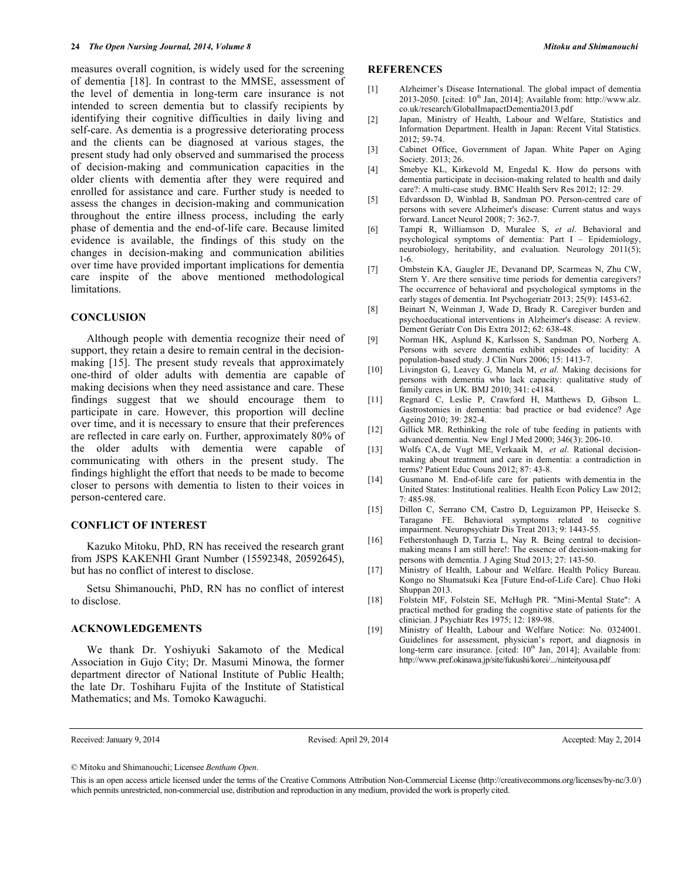measures overall cognition, is widely used for the screening of dementia [18]. In contrast to the MMSE, assessment of the level of dementia in long-term care insurance is not intended to screen dementia but to classify recipients by identifying their cognitive difficulties in daily living and self-care. As dementia is a progressive deteriorating process and the clients can be diagnosed at various stages, the present study had only observed and summarised the process of decision-making and communication capacities in the older clients with dementia after they were required and enrolled for assistance and care. Further study is needed to assess the changes in decision-making and communication throughout the entire illness process, including the early phase of dementia and the end-of-life care. Because limited evidence is available, the findings of this study on the changes in decision-making and communication abilities over time have provided important implications for dementia care inspite of the above mentioned methodological limitations.

## CONCLUSION

Although people with dementia recognize their need of support, they retain a desire to remain central in the decision-making [15]. The present study reveals that approximately one-third of older adults with dementia are capable of making decisions when they need assistance and care. These findings suggest that we should encourage them to participate in care. However, this proportion will decline over time, and it is necessary to ensure that their preferences are reflected in care early on. Further, approximately 80% of the older adults with dementia were capable of communicating with others in the present study. The findings highlight the effort that needs to be made to become closer to persons with dementia to listen to their voices in person-centered care.

## CONFLICT OF INTEREST

Kazuko Mitoku, PhD, RN has received the research grant from JSPS KAKENHI Grant Number (15592348, 20592645), but has no conflict of interest to disclose.

Setsu Shimanouchi, PhD, RN has no conflict of interest to disclose.

## ACKNOWLEDGEMENTS

We thank Dr. Yoshiyuki Sakamoto of the Medical Association in Gujo City; Dr. Masumi Minowa, the former department director of National Institute of Public Health; the late Dr. Toshiharu Fujita of the Institute of Statistical Mathematics; and Ms. Tomoko Kawaguchi.

## REFERENCES

[1] Alzheimer's Disease International. The global impact of dementia 2013-2050. [cited: 10th Jan, 2014]; Available from: http://www.alz.co.uk/research/GlobalImapactDementia2013.pdf

[2] Japan, Ministry of Health, Labour and Welfare, Statistics and Information Department. Health in Japan: Recent Vital Statistics. 2012; 59-74.

[3] Cabinet Office, Government of Japan. White Paper on Aging Society. 2013; 26.

[4] Smebye KL, Kirkevold M, Engedal K. How do persons with dementia participate in decision-making related to health and daily care?: A multi-case study. BMC Health Serv Res 2012; 12: 29.

[5] Edvardsson D, Winblad B, Sandman PO. Person-centred care of persons with severe Alzheimer's disease: Current status and ways forward. Lancet Neurol 2008; 7: 362-7.

[6] Tampi R, Williamson D, Muralee S, *et al*. Behavioral and psychological symptoms of dementia: Part I – Epidemiology, neurobiology, heritability, and evaluation. Neurology 2011(5); 1-6.

[7] Ombstein KA, Gaugler JE, Devanand DP, Scarmeas N, Zhu CW, Stern Y. Are there sensitive time periods for dementia caregivers? The occurrence of behavioral and psychological symptoms in the early stages of dementia. Int Psychogeriatr 2013; 25(9): 1453-62.

[8] Beinart N, Weinman J, Wade D, Brady R. Caregiver burden and psychoeducational interventions in Alzheimer's disease: A review. Dement Geriatr Con Dis Extra 2012; 62: 638-48.

[9] Norman HK, Asplund K, Karlsson S, Sandman PO, Norberg A. Persons with severe dementia exhibit episodes of lucidity: A population-based study. J Clin Nurs 2006; 15: 1413-7.

[10] Livingston G, Leavey G, Manela M, *et al*. Making decisions for persons with dementia who lack capacity: qualitative study of family cares in UK. BMJ 2010; 341: c4184.

[11] Regnard C, Leslie P, Crawford H, Matthews D, Gibson L. Gastrostomies in dementia: bad practice or bad evidence? Age Ageing 2010; 39: 282-4.

[12] Gillick MR. Rethinking the role of tube feeding in patients with advanced dementia. New Engl J Med 2000; 346(3): 206-10.

[13] Wolfs CA, de Vugt ME, Verkaaik M, *et al*. Rational decision-making about treatment and care in dementia: a contradiction in terms? Patient Educ Couns 2012; 87: 43-8.

[14] Gusmano M. End-of-life care for patients with dementia in the United States: Institutional realities. Health Econ Policy Law 2012; 7: 485-98.

[15] Dillon C, Serrano CM, Castro D, Leguizamon PP, Heisecke S. Taragano FE. Behavioral symptoms related to cognitive impairment. Neuropsychiatr Dis Treat 2013; 9: 1443-55.

[16] Fetherstonhaugh D, Tarzia L, Nay R. Being central to decision-making means I am still here!: The essence of decision-making for persons with dementia. J Aging Stud 2013; 27: 143-50.

[17] Ministry of Health, Labour and Welfare. Health Policy Bureau. Kongo no Shumatsuki Kea [Future End-of-Life Care]. Chuo Hoki Shuppan 2013.

[18] Folstein MF, Folstein SE, McHugh PR. "Mini-Mental State": A practical method for grading the cognitive state of patients for the clinician. J Psychiatr Res 1975; 12: 189-98.

[19] Ministry of Health, Labour and Welfare Notice: No. 0324001. Guidelines for assessment, physician's report, and diagnosis in long-term care insurance. [cited: 10th Jan, 2014]; Available from: http://www.pref.okinawa.jp/site/fukushi/korei/.../ninteityousa.pdf

Received: January 9, 2014 Revised: April 29, 2014 Accepted: May 2, 2014

© Mitoku and Shimanouchi; Licensee *Bentham Open*.

This is an open access article licensed under the terms of the Creative Commons Attribution Non-Commercial License (http://creativecommons.org/licenses/by-nc/3.0/) which permits unrestricted, non-commercial use, distribution and reproduction in any medium, provided the work is properly cited.